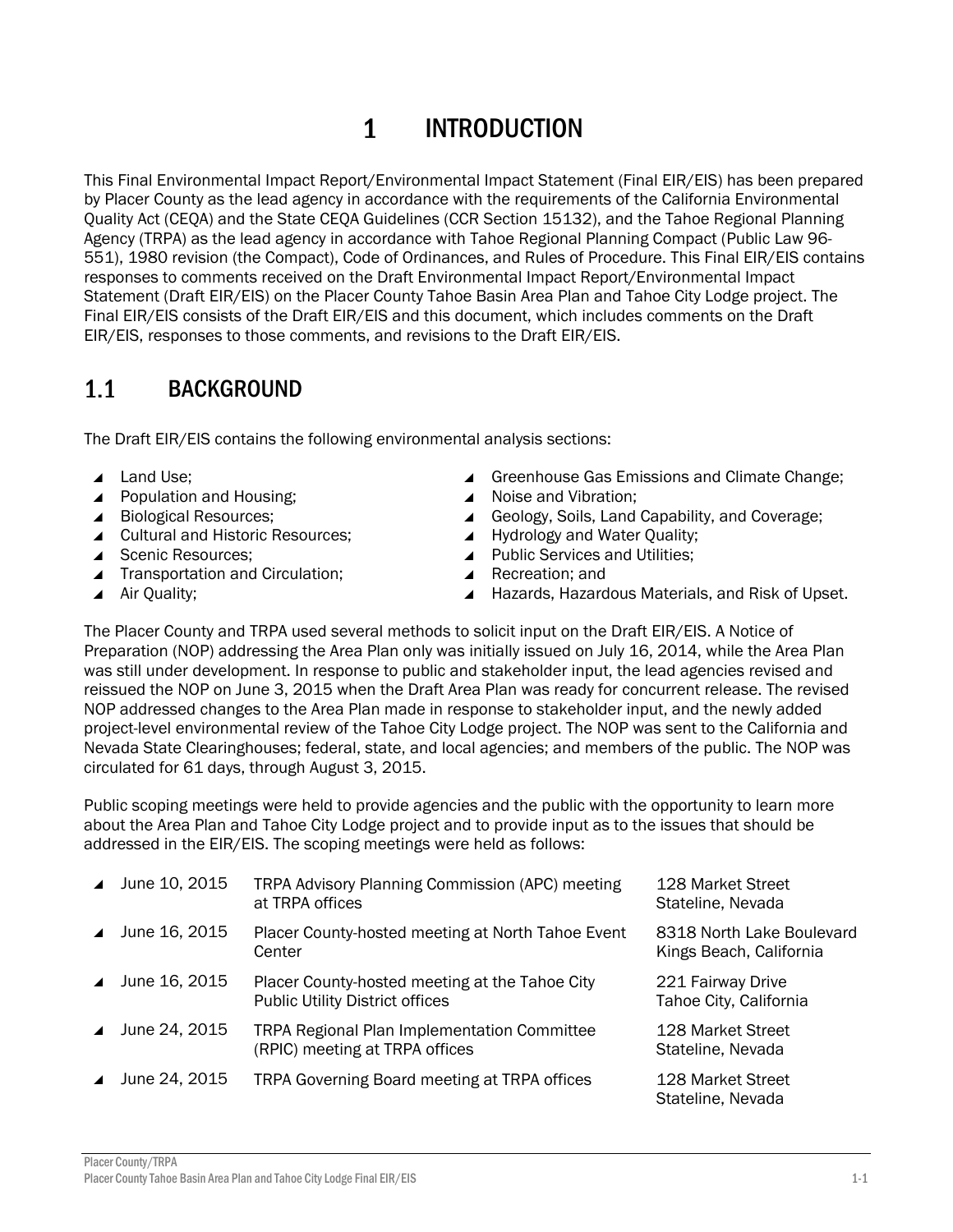# 1 INTRODUCTION

This Final Environmental Impact Report/Environmental Impact Statement (Final EIR/EIS) has been prepared by Placer County as the lead agency in accordance with the requirements of the California Environmental Quality Act (CEQA) and the State CEQA Guidelines (CCR Section 15132), and the Tahoe Regional Planning Agency (TRPA) as the lead agency in accordance with Tahoe Regional Planning Compact (Public Law 96-551), 1980 revision (the Compact), Code of Ordinances, and Rules of Procedure. This Final EIR/EIS contains responses to comments received on the Draft Environmental Impact Report/Environmental Impact Statement (Draft EIR/EIS) on the Placer County Tahoe Basin Area Plan and Tahoe City Lodge project. The Final EIR/EIS consists of the Draft EIR/EIS and this document, which includes comments on the Draft EIR/EIS, responses to those comments, and revisions to the Draft EIR/EIS.

## 1.1 BACKGROUND

The Draft EIR/EIS contains the following environmental analysis sections:

- Land Use;
- Population and Housing;
- Biological Resources;
- Cultural and Historic Resources;
- Scenic Resources;
- Transportation and Circulation;
- Air Quality;
- Greenhouse Gas Emissions and Climate Change;
- Noise and Vibration;
- Geology, Soils, Land Capability, and Coverage;
- Hydrology and Water Quality;
- Public Services and Utilities;
- Recreation; and
- Hazards, Hazardous Materials, and Risk of Upset.

The Placer County and TRPA used several methods to solicit input on the Draft EIR/EIS. A Notice of Preparation (NOP) addressing the Area Plan only was initially issued on July 16, 2014, while the Area Plan was still under development. In response to public and stakeholder input, the lead agencies revised and reissued the NOP on June 3, 2015 when the Draft Area Plan was ready for concurrent release. The revised NOP addressed changes to the Area Plan made in response to stakeholder input, and the newly added project-level environmental review of the Tahoe City Lodge project. The NOP was sent to the California and Nevada State Clearinghouses; federal, state, and local agencies; and members of the public. The NOP was circulated for 61 days, through August 3, 2015.

Public scoping meetings were held to provide agencies and the public with the opportunity to learn more about the Area Plan and Tahoe City Lodge project and to provide input as to the issues that should be addressed in the EIR/EIS. The scoping meetings were held as follows:

- June 10, 2015 — TRPA Advisory Planning Commission (APC) meeting at TRPA offices — 128 Market Street, Stateline, Nevada
- June 16, 2015 — Placer County-hosted meeting at North Tahoe Event Center — 8318 North Lake Boulevard, Kings Beach, California
- June 16, 2015 — Placer County-hosted meeting at the Tahoe City Public Utility District offices — 221 Fairway Drive, Tahoe City, California
- June 24, 2015 — TRPA Regional Plan Implementation Committee (RPIC) meeting at TRPA offices — 128 Market Street, Stateline, Nevada
- June 24, 2015 — TRPA Governing Board meeting at TRPA offices — 128 Market Street, Stateline, Nevada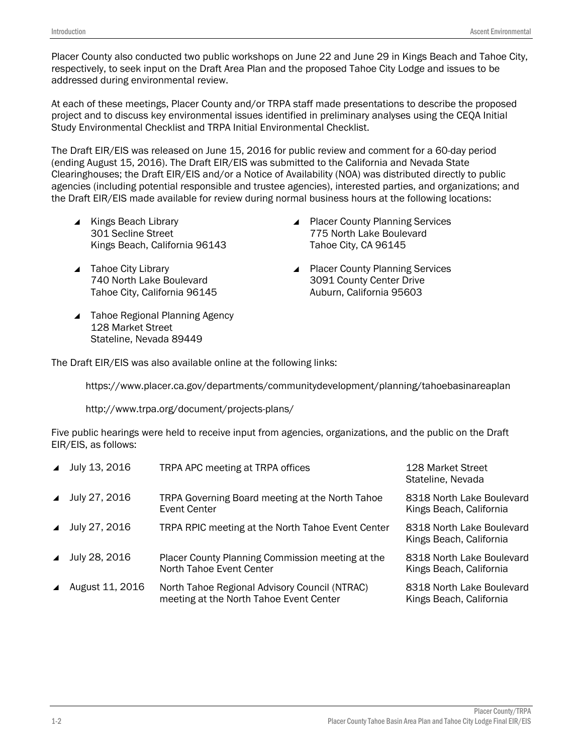Placer County also conducted two public workshops on June 22 and June 29 in Kings Beach and Tahoe City, respectively, to seek input on the Draft Area Plan and the proposed Tahoe City Lodge and issues to be addressed during environmental review.

At each of these meetings, Placer County and/or TRPA staff made presentations to describe the proposed project and to discuss key environmental issues identified in preliminary analyses using the CEQA Initial Study Environmental Checklist and TRPA Initial Environmental Checklist.

The Draft EIR/EIS was released on June 15, 2016 for public review and comment for a 60-day period (ending August 15, 2016). The Draft EIR/EIS was submitted to the California and Nevada State Clearinghouses; the Draft EIR/EIS and/or a Notice of Availability (NOA) was distributed directly to public agencies (including potential responsible and trustee agencies), interested parties, and organizations; and the Draft EIR/EIS made available for review during normal business hours at the following locations:

- Kings Beach Library
  301 Secline Street
  Kings Beach, California 96143
- Tahoe City Library
  740 North Lake Boulevard
  Tahoe City, California 96145
- Tahoe Regional Planning Agency
  128 Market Street
  Stateline, Nevada 89449
- Placer County Planning Services
  775 North Lake Boulevard
  Tahoe City, CA 96145
- Placer County Planning Services
  3091 County Center Drive
  Auburn, California 95603

The Draft EIR/EIS was also available online at the following links:

https://www.placer.ca.gov/departments/communitydevelopment/planning/tahoebasinareaplan

http://www.trpa.org/document/projects-plans/

Five public hearings were held to receive input from agencies, organizations, and the public on the Draft EIR/EIS, as follows:

| Date | Meeting | Location |
|---|---|---|
| July 13, 2016 | TRPA APC meeting at TRPA offices | 128 Market Street, Stateline, Nevada |
| July 27, 2016 | TRPA Governing Board meeting at the North Tahoe Event Center | 8318 North Lake Boulevard, Kings Beach, California |
| July 27, 2016 | TRPA RPIC meeting at the North Tahoe Event Center | 8318 North Lake Boulevard, Kings Beach, California |
| July 28, 2016 | Placer County Planning Commission meeting at the North Tahoe Event Center | 8318 North Lake Boulevard, Kings Beach, California |
| August 11, 2016 | North Tahoe Regional Advisory Council (NTRAC) meeting at the North Tahoe Event Center | 8318 North Lake Boulevard, Kings Beach, California |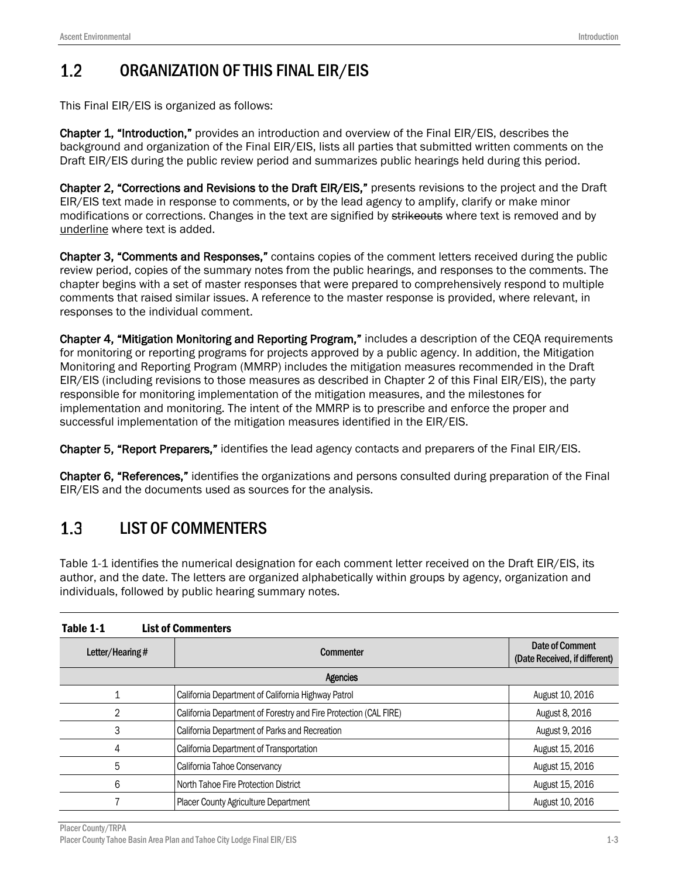## 1.2 ORGANIZATION OF THIS FINAL EIR/EIS

This Final EIR/EIS is organized as follows:

**Chapter 1, "Introduction,"** provides an introduction and overview of the Final EIR/EIS, describes the background and organization of the Final EIR/EIS, lists all parties that submitted written comments on the Draft EIR/EIS during the public review period and summarizes public hearings held during this period.

**Chapter 2, "Corrections and Revisions to the Draft EIR/EIS,"** presents revisions to the project and the Draft EIR/EIS text made in response to comments, or by the lead agency to amplify, clarify or make minor modifications or corrections. Changes in the text are signified by ~~strikeouts~~ where text is removed and by <u>underline</u> where text is added.

**Chapter 3, "Comments and Responses,"** contains copies of the comment letters received during the public review period, copies of the summary notes from the public hearings, and responses to the comments. The chapter begins with a set of master responses that were prepared to comprehensively respond to multiple comments that raised similar issues. A reference to the master response is provided, where relevant, in responses to the individual comment.

**Chapter 4, "Mitigation Monitoring and Reporting Program,"** includes a description of the CEQA requirements for monitoring or reporting programs for projects approved by a public agency. In addition, the Mitigation Monitoring and Reporting Program (MMRP) includes the mitigation measures recommended in the Draft EIR/EIS (including revisions to those measures as described in Chapter 2 of this Final EIR/EIS), the party responsible for monitoring implementation of the mitigation measures, and the milestones for implementation and monitoring. The intent of the MMRP is to prescribe and enforce the proper and successful implementation of the mitigation measures identified in the EIR/EIS.

**Chapter 5, "Report Preparers,"** identifies the lead agency contacts and preparers of the Final EIR/EIS.

**Chapter 6, "References,"** identifies the organizations and persons consulted during preparation of the Final EIR/EIS and the documents used as sources for the analysis.

## 1.3 LIST OF COMMENTERS

Table 1-1 identifies the numerical designation for each comment letter received on the Draft EIR/EIS, its author, and the date. The letters are organized alphabetically within groups by agency, organization and individuals, followed by public hearing summary notes.

**Table 1-1 List of Commenters**

| Letter/Hearing # | Commenter | Date of Comment (Date Received, if different) |
|---|---|---|
| | **Agencies** | |
| 1 | California Department of California Highway Patrol | August 10, 2016 |
| 2 | California Department of Forestry and Fire Protection (CAL FIRE) | August 8, 2016 |
| 3 | California Department of Parks and Recreation | August 9, 2016 |
| 4 | California Department of Transportation | August 15, 2016 |
| 5 | California Tahoe Conservancy | August 15, 2016 |
| 6 | North Tahoe Fire Protection District | August 15, 2016 |
| 7 | Placer County Agriculture Department | August 10, 2016 |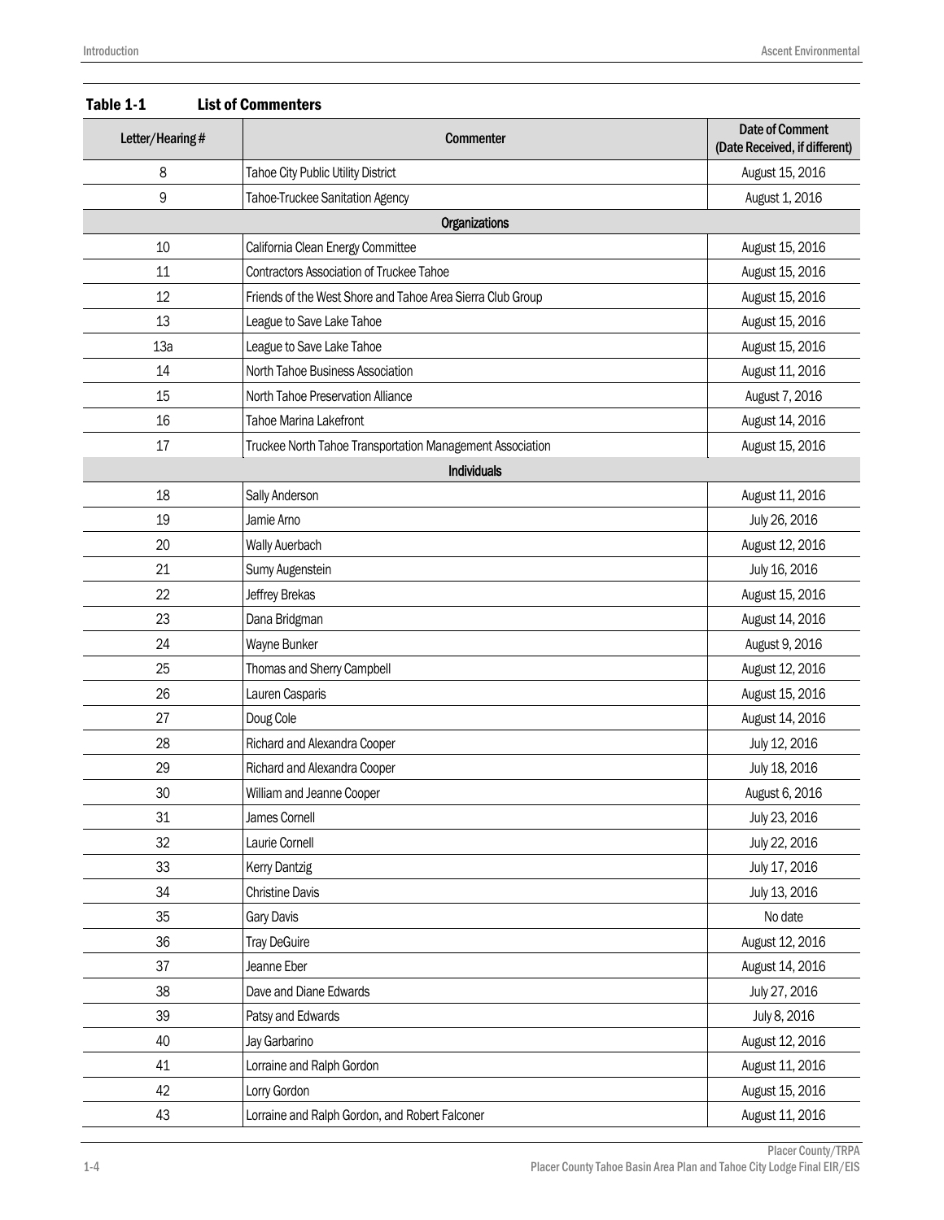**Table 1-1 List of Commenters**

| Letter/Hearing # | Commenter | Date of Comment (Date Received, if different) |
|---|---|---|
| 8 | Tahoe City Public Utility District | August 15, 2016 |
| 9 | Tahoe-Truckee Sanitation Agency | August 1, 2016 |
| | **Organizations** | |
| 10 | California Clean Energy Committee | August 15, 2016 |
| 11 | Contractors Association of Truckee Tahoe | August 15, 2016 |
| 12 | Friends of the West Shore and Tahoe Area Sierra Club Group | August 15, 2016 |
| 13 | League to Save Lake Tahoe | August 15, 2016 |
| 13a | League to Save Lake Tahoe | August 15, 2016 |
| 14 | North Tahoe Business Association | August 11, 2016 |
| 15 | North Tahoe Preservation Alliance | August 7, 2016 |
| 16 | Tahoe Marina Lakefront | August 14, 2016 |
| 17 | Truckee North Tahoe Transportation Management Association | August 15, 2016 |
| | **Individuals** | |
| 18 | Sally Anderson | August 11, 2016 |
| 19 | Jamie Arno | July 26, 2016 |
| 20 | Wally Auerbach | August 12, 2016 |
| 21 | Sumy Augenstein | July 16, 2016 |
| 22 | Jeffrey Brekas | August 15, 2016 |
| 23 | Dana Bridgman | August 14, 2016 |
| 24 | Wayne Bunker | August 9, 2016 |
| 25 | Thomas and Sherry Campbell | August 12, 2016 |
| 26 | Lauren Casparis | August 15, 2016 |
| 27 | Doug Cole | August 14, 2016 |
| 28 | Richard and Alexandra Cooper | July 12, 2016 |
| 29 | Richard and Alexandra Cooper | July 18, 2016 |
| 30 | William and Jeanne Cooper | August 6, 2016 |
| 31 | James Cornell | July 23, 2016 |
| 32 | Laurie Cornell | July 22, 2016 |
| 33 | Kerry Dantzig | July 17, 2016 |
| 34 | Christine Davis | July 13, 2016 |
| 35 | Gary Davis | No date |
| 36 | Tray DeGuire | August 12, 2016 |
| 37 | Jeanne Eber | August 14, 2016 |
| 38 | Dave and Diane Edwards | July 27, 2016 |
| 39 | Patsy and Edwards | July 8, 2016 |
| 40 | Jay Garbarino | August 12, 2016 |
| 41 | Lorraine and Ralph Gordon | August 11, 2016 |
| 42 | Lorry Gordon | August 15, 2016 |
| 43 | Lorraine and Ralph Gordon, and Robert Falconer | August 11, 2016 |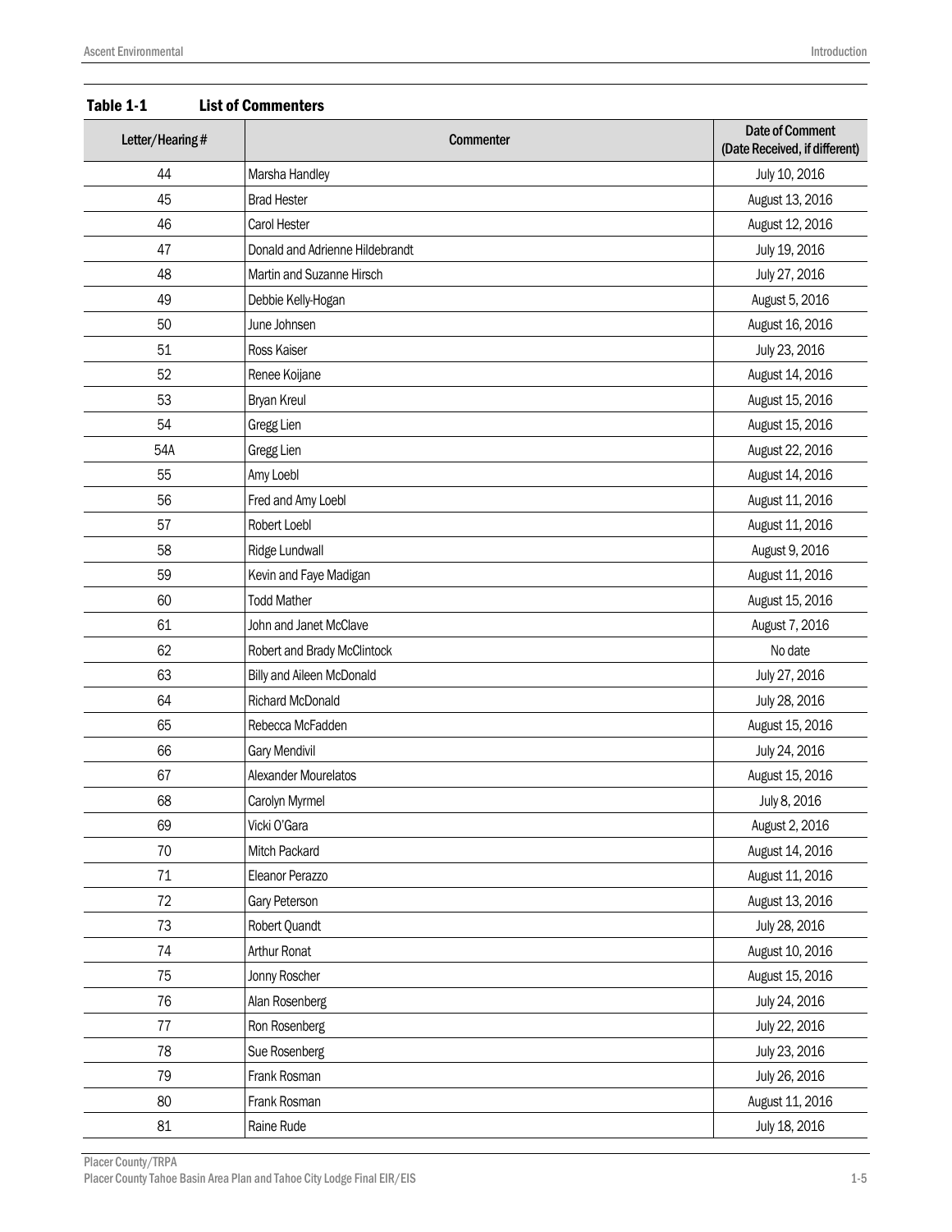**Table 1-1 List of Commenters**

| Letter/Hearing # | Commenter | Date of Comment (Date Received, if different) |
|---|---|---|
| 44 | Marsha Handley | July 10, 2016 |
| 45 | Brad Hester | August 13, 2016 |
| 46 | Carol Hester | August 12, 2016 |
| 47 | Donald and Adrienne Hildebrandt | July 19, 2016 |
| 48 | Martin and Suzanne Hirsch | July 27, 2016 |
| 49 | Debbie Kelly-Hogan | August 5, 2016 |
| 50 | June Johnsen | August 16, 2016 |
| 51 | Ross Kaiser | July 23, 2016 |
| 52 | Renee Koijane | August 14, 2016 |
| 53 | Bryan Kreul | August 15, 2016 |
| 54 | Gregg Lien | August 15, 2016 |
| 54A | Gregg Lien | August 22, 2016 |
| 55 | Amy Loebl | August 14, 2016 |
| 56 | Fred and Amy Loebl | August 11, 2016 |
| 57 | Robert Loebl | August 11, 2016 |
| 58 | Ridge Lundwall | August 9, 2016 |
| 59 | Kevin and Faye Madigan | August 11, 2016 |
| 60 | Todd Mather | August 15, 2016 |
| 61 | John and Janet McClave | August 7, 2016 |
| 62 | Robert and Brady McClintock | No date |
| 63 | Billy and Aileen McDonald | July 27, 2016 |
| 64 | Richard McDonald | July 28, 2016 |
| 65 | Rebecca McFadden | August 15, 2016 |
| 66 | Gary Mendivil | July 24, 2016 |
| 67 | Alexander Mourelatos | August 15, 2016 |
| 68 | Carolyn Myrmel | July 8, 2016 |
| 69 | Vicki O'Gara | August 2, 2016 |
| 70 | Mitch Packard | August 14, 2016 |
| 71 | Eleanor Perazzo | August 11, 2016 |
| 72 | Gary Peterson | August 13, 2016 |
| 73 | Robert Quandt | July 28, 2016 |
| 74 | Arthur Ronat | August 10, 2016 |
| 75 | Jonny Roscher | August 15, 2016 |
| 76 | Alan Rosenberg | July 24, 2016 |
| 77 | Ron Rosenberg | July 22, 2016 |
| 78 | Sue Rosenberg | July 23, 2016 |
| 79 | Frank Rosman | July 26, 2016 |
| 80 | Frank Rosman | August 11, 2016 |
| 81 | Raine Rude | July 18, 2016 |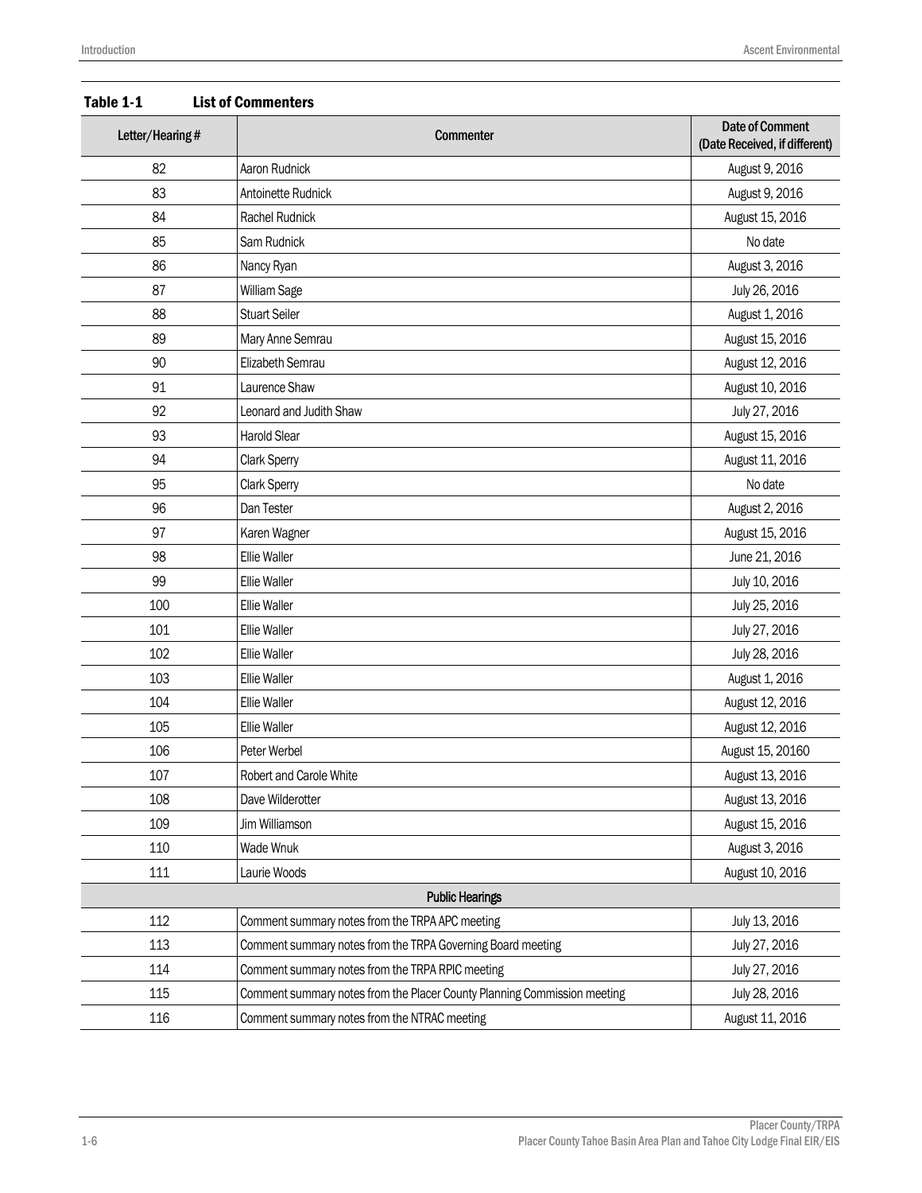**Table 1-1 List of Commenters**

| Letter/Hearing # | Commenter | Date of Comment (Date Received, if different) |
|---|---|---|
| 82 | Aaron Rudnick | August 9, 2016 |
| 83 | Antoinette Rudnick | August 9, 2016 |
| 84 | Rachel Rudnick | August 15, 2016 |
| 85 | Sam Rudnick | No date |
| 86 | Nancy Ryan | August 3, 2016 |
| 87 | William Sage | July 26, 2016 |
| 88 | Stuart Seiler | August 1, 2016 |
| 89 | Mary Anne Semrau | August 15, 2016 |
| 90 | Elizabeth Semrau | August 12, 2016 |
| 91 | Laurence Shaw | August 10, 2016 |
| 92 | Leonard and Judith Shaw | July 27, 2016 |
| 93 | Harold Slear | August 15, 2016 |
| 94 | Clark Sperry | August 11, 2016 |
| 95 | Clark Sperry | No date |
| 96 | Dan Tester | August 2, 2016 |
| 97 | Karen Wagner | August 15, 2016 |
| 98 | Ellie Waller | June 21, 2016 |
| 99 | Ellie Waller | July 10, 2016 |
| 100 | Ellie Waller | July 25, 2016 |
| 101 | Ellie Waller | July 27, 2016 |
| 102 | Ellie Waller | July 28, 2016 |
| 103 | Ellie Waller | August 1, 2016 |
| 104 | Ellie Waller | August 12, 2016 |
| 105 | Ellie Waller | August 12, 2016 |
| 106 | Peter Werbel | August 15, 20160 |
| 107 | Robert and Carole White | August 13, 2016 |
| 108 | Dave Wilderotter | August 13, 2016 |
| 109 | Jim Williamson | August 15, 2016 |
| 110 | Wade Wnuk | August 3, 2016 |
| 111 | Laurie Woods | August 10, 2016 |
| **Public Hearings** | | |
| 112 | Comment summary notes from the TRPA APC meeting | July 13, 2016 |
| 113 | Comment summary notes from the TRPA Governing Board meeting | July 27, 2016 |
| 114 | Comment summary notes from the TRPA RPIC meeting | July 27, 2016 |
| 115 | Comment summary notes from the Placer County Planning Commission meeting | July 28, 2016 |
| 116 | Comment summary notes from the NTRAC meeting | August 11, 2016 |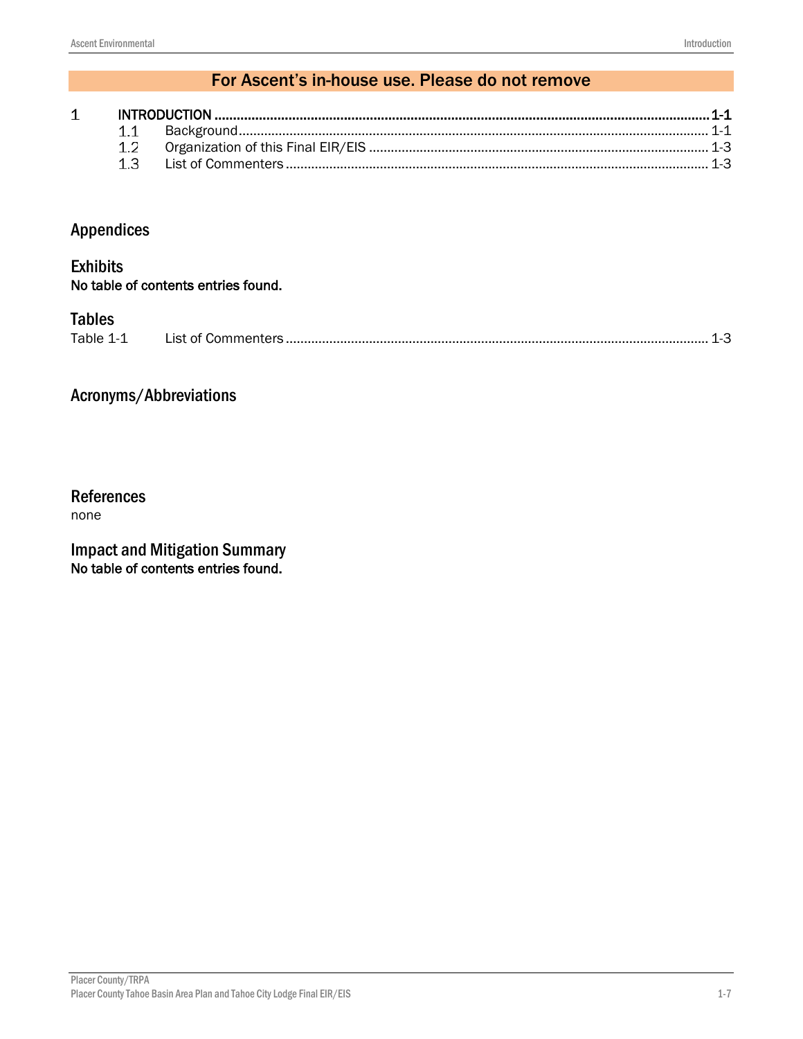**For Ascent's in-house use. Please do not remove**

1 INTRODUCTION .......................................................................................................................................1-1
  1.1 Background................................................................................................................................ 1-1
  1.2 Organization of this Final EIR/EIS ............................................................................................ 1-3
  1.3 List of Commenters ................................................................................................................... 1-3

## Appendices

## Exhibits

**No table of contents entries found.**

## Tables

Table 1-1 List of Commenters ................................................................................................................... 1-3

## Acronyms/Abbreviations

## References

none

## Impact and Mitigation Summary

**No table of contents entries found.**